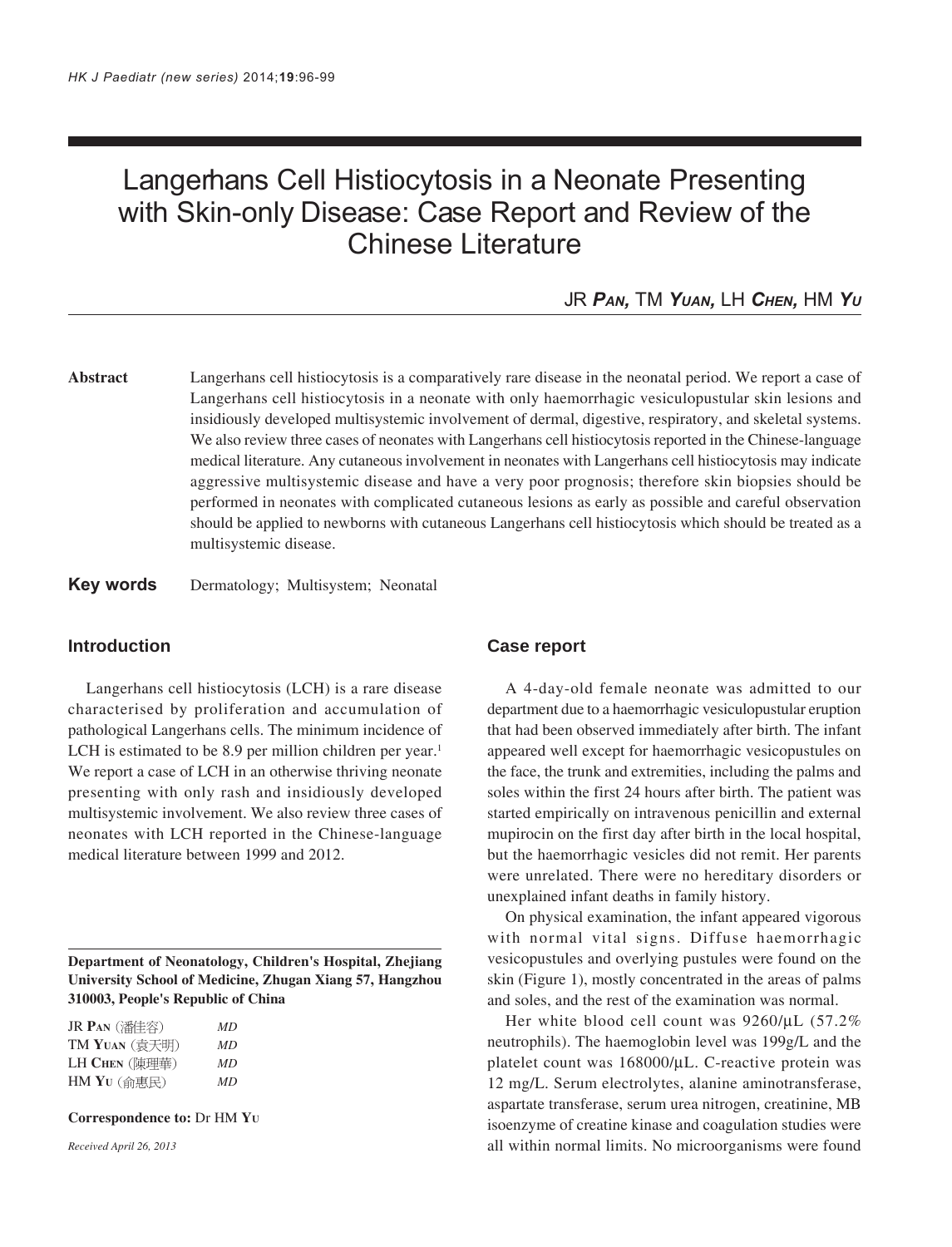# Langerhans Cell Histiocytosis in a Neonate Presenting with Skin-only Disease: Case Report and Review of the Chinese Literature

JR ***Pan***, TM ***Yuan***, LH ***Chen***, HM ***Yu***

**Abstract** Langerhans cell histiocytosis is a comparatively rare disease in the neonatal period. We report a case of Langerhans cell histiocytosis in a neonate with only haemorrhagic vesiculopustular skin lesions and insidiously developed multisystemic involvement of dermal, digestive, respiratory, and skeletal systems. We also review three cases of neonates with Langerhans cell histiocytosis reported in the Chinese-language medical literature. Any cutaneous involvement in neonates with Langerhans cell histiocytosis may indicate aggressive multisystemic disease and have a very poor prognosis; therefore skin biopsies should be performed in neonates with complicated cutaneous lesions as early as possible and careful observation should be applied to newborns with cutaneous Langerhans cell histiocytosis which should be treated as a multisystemic disease.

**Key words** Dermatology; Multisystem; Neonatal

## Introduction

Langerhans cell histiocytosis (LCH) is a rare disease characterised by proliferation and accumulation of pathological Langerhans cells. The minimum incidence of LCH is estimated to be 8.9 per million children per year.[1] We report a case of LCH in an otherwise thriving neonate presenting with only rash and insidiously developed multisystemic involvement. We also review three cases of neonates with LCH reported in the Chinese-language medical literature between 1999 and 2012.

**Department of Neonatology, Children's Hospital, Zhejiang University School of Medicine, Zhugan Xiang 57, Hangzhou 310003, People's Republic of China**

JR **Pan** (潘佳容) *MD*
TM **Yuan** (袁天明) *MD*
LH **Chen** (陳理華) *MD*
HM **Yu** (俞惠民) *MD*

**Correspondence to:** Dr HM **Yu**

*Received April 26, 2013*

## Case report

A 4-day-old female neonate was admitted to our department due to a haemorrhagic vesiculopustular eruption that had been observed immediately after birth. The infant appeared well except for haemorrhagic vesicopustules on the face, the trunk and extremities, including the palms and soles within the first 24 hours after birth. The patient was started empirically on intravenous penicillin and external mupirocin on the first day after birth in the local hospital, but the haemorrhagic vesicles did not remit. Her parents were unrelated. There were no hereditary disorders or unexplained infant deaths in family history.

On physical examination, the infant appeared vigorous with normal vital signs. Diffuse haemorrhagic vesicopustules and overlying pustules were found on the skin (Figure 1), mostly concentrated in the areas of palms and soles, and the rest of the examination was normal.

Her white blood cell count was 9260/μL (57.2% neutrophils). The haemoglobin level was 199g/L and the platelet count was 168000/μL. C-reactive protein was 12 mg/L. Serum electrolytes, alanine aminotransferase, aspartate transferase, serum urea nitrogen, creatinine, MB isoenzyme of creatine kinase and coagulation studies were all within normal limits. No microorganisms were found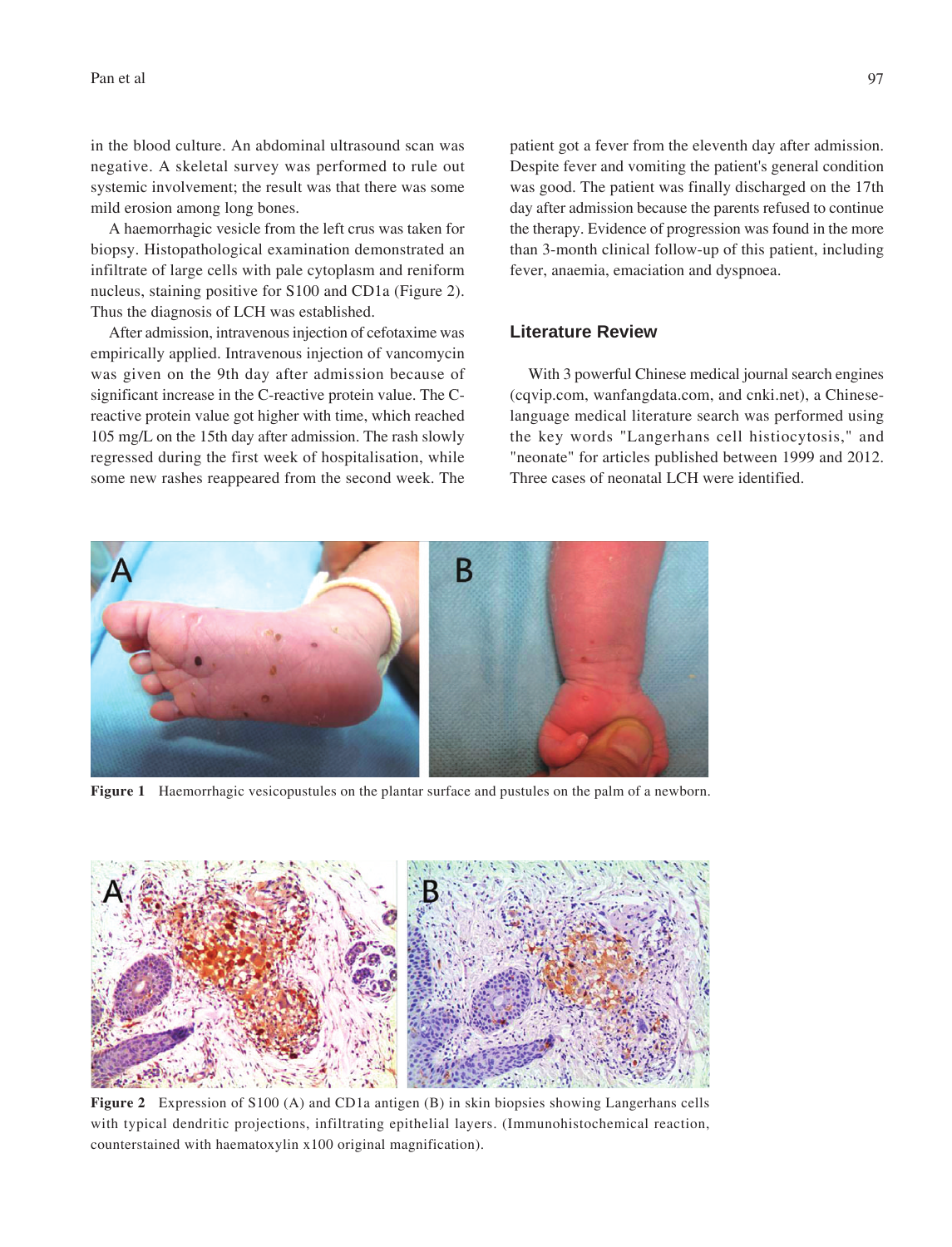in the blood culture. An abdominal ultrasound scan was negative. A skeletal survey was performed to rule out systemic involvement; the result was that there was some mild erosion among long bones.

A haemorrhagic vesicle from the left crus was taken for biopsy. Histopathological examination demonstrated an infiltrate of large cells with pale cytoplasm and reniform nucleus, staining positive for S100 and CD1a (Figure 2). Thus the diagnosis of LCH was established.

After admission, intravenous injection of cefotaxime was empirically applied. Intravenous injection of vancomycin was given on the 9th day after admission because of significant increase in the C-reactive protein value. The C-reactive protein value got higher with time, which reached 105 mg/L on the 15th day after admission. The rash slowly regressed during the first week of hospitalisation, while some new rashes reappeared from the second week. The patient got a fever from the eleventh day after admission. Despite fever and vomiting the patient's general condition was good. The patient was finally discharged on the 17th day after admission because the parents refused to continue the therapy. Evidence of progression was found in the more than 3-month clinical follow-up of this patient, including fever, anaemia, emaciation and dyspnoea.

## Literature Review

With 3 powerful Chinese medical journal search engines (cqvip.com, wanfangdata.com, and cnki.net), a Chinese-language medical literature search was performed using the key words "Langerhans cell histiocytosis," and "neonate" for articles published between 1999 and 2012. Three cases of neonatal LCH were identified.

**Figure 1** Haemorrhagic vesicopustules on the plantar surface and pustules on the palm of a newborn.

**Figure 2** Expression of S100 (A) and CD1a antigen (B) in skin biopsies showing Langerhans cells with typical dendritic projections, infiltrating epithelial layers. (Immunohistochemical reaction, counterstained with haematoxylin x100 original magnification).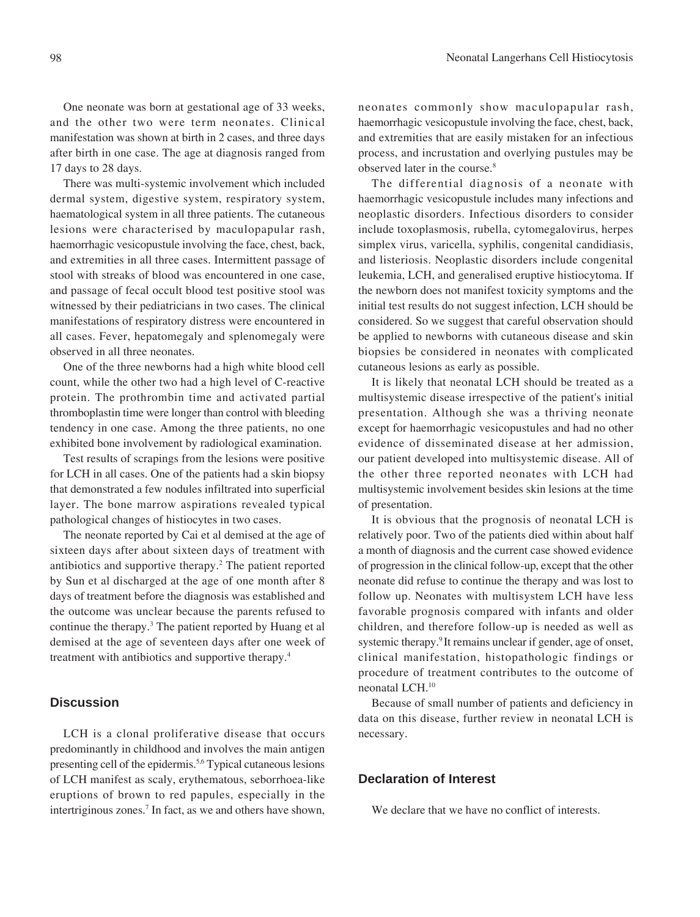One neonate was born at gestational age of 33 weeks, and the other two were term neonates. Clinical manifestation was shown at birth in 2 cases, and three days after birth in one case. The age at diagnosis ranged from 17 days to 28 days.

There was multi-systemic involvement which included dermal system, digestive system, respiratory system, haematological system in all three patients. The cutaneous lesions were characterised by maculopapular rash, haemorrhagic vesicopustule involving the face, chest, back, and extremities in all three cases. Intermittent passage of stool with streaks of blood was encountered in one case, and passage of fecal occult blood test positive stool was witnessed by their pediatricians in two cases. The clinical manifestations of respiratory distress were encountered in all cases. Fever, hepatomegaly and splenomegaly were observed in all three neonates.

One of the three newborns had a high white blood cell count, while the other two had a high level of C-reactive protein. The prothrombin time and activated partial thromboplastin time were longer than control with bleeding tendency in one case. Among the three patients, no one exhibited bone involvement by radiological examination.

Test results of scrapings from the lesions were positive for LCH in all cases. One of the patients had a skin biopsy that demonstrated a few nodules infiltrated into superficial layer. The bone marrow aspirations revealed typical pathological changes of histiocytes in two cases.

The neonate reported by Cai et al demised at the age of sixteen days after about sixteen days of treatment with antibiotics and supportive therapy.[2] The patient reported by Sun et al discharged at the age of one month after 8 days of treatment before the diagnosis was established and the outcome was unclear because the parents refused to continue the therapy.[3] The patient reported by Huang et al demised at the age of seventeen days after one week of treatment with antibiotics and supportive therapy.[4]

## Discussion

LCH is a clonal proliferative disease that occurs predominantly in childhood and involves the main antigen presenting cell of the epidermis.[5,6] Typical cutaneous lesions of LCH manifest as scaly, erythematous, seborrhoea-like eruptions of brown to red papules, especially in the intertriginous zones.[7] In fact, as we and others have shown, neonates commonly show maculopapular rash, haemorrhagic vesicopustule involving the face, chest, back, and extremities that are easily mistaken for an infectious process, and incrustation and overlying pustules may be observed later in the course.[8]

The differential diagnosis of a neonate with haemorrhagic vesicopustule includes many infections and neoplastic disorders. Infectious disorders to consider include toxoplasmosis, rubella, cytomegalovirus, herpes simplex virus, varicella, syphilis, congenital candidiasis, and listeriosis. Neoplastic disorders include congenital leukemia, LCH, and generalised eruptive histiocytoma. If the newborn does not manifest toxicity symptoms and the initial test results do not suggest infection, LCH should be considered. So we suggest that careful observation should be applied to newborns with cutaneous disease and skin biopsies be considered in neonates with complicated cutaneous lesions as early as possible.

It is likely that neonatal LCH should be treated as a multisystemic disease irrespective of the patient's initial presentation. Although she was a thriving neonate except for haemorrhagic vesicopustules and had no other evidence of disseminated disease at her admission, our patient developed into multisystemic disease. All of the other three reported neonates with LCH had multisystemic involvement besides skin lesions at the time of presentation.

It is obvious that the prognosis of neonatal LCH is relatively poor. Two of the patients died within about half a month of diagnosis and the current case showed evidence of progression in the clinical follow-up, except that the other neonate did refuse to continue the therapy and was lost to follow up. Neonates with multisystem LCH have less favorable prognosis compared with infants and older children, and therefore follow-up is needed as well as systemic therapy.[9] It remains unclear if gender, age of onset, clinical manifestation, histopathologic findings or procedure of treatment contributes to the outcome of neonatal LCH.[10]

Because of small number of patients and deficiency in data on this disease, further review in neonatal LCH is necessary.

## Declaration of Interest

We declare that we have no conflict of interests.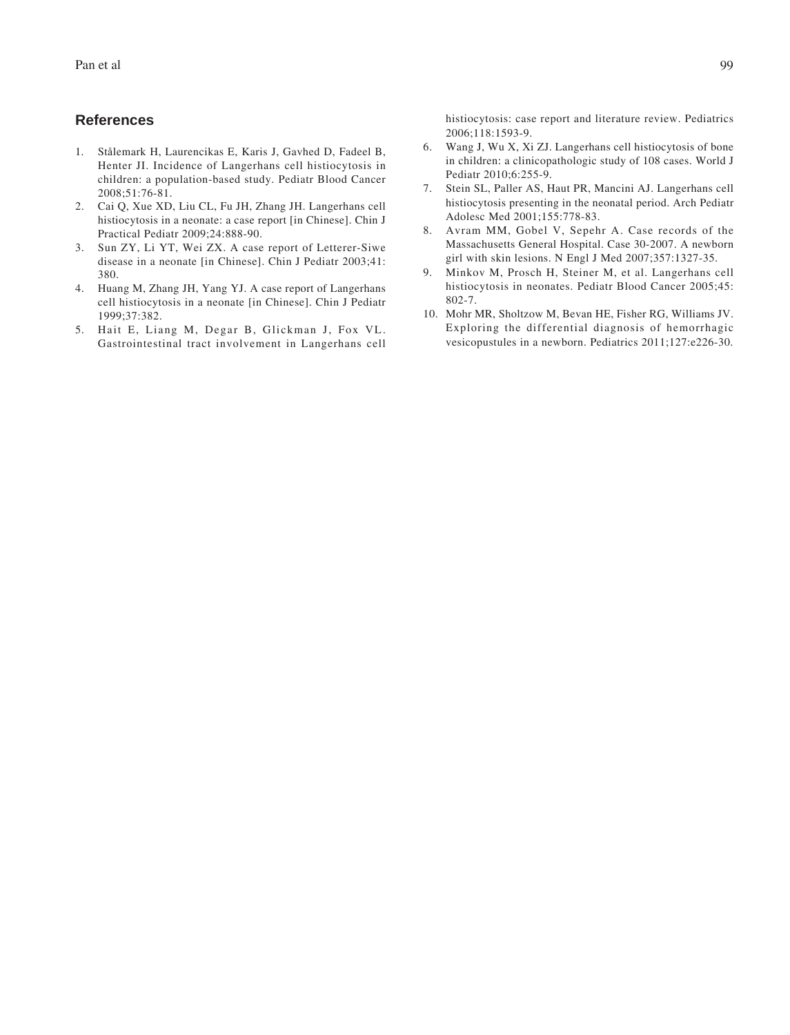## References

1. Stålemark H, Laurencikas E, Karis J, Gavhed D, Fadeel B, Henter JI. Incidence of Langerhans cell histiocytosis in children: a population-based study. Pediatr Blood Cancer 2008;51:76-81.
2. Cai Q, Xue XD, Liu CL, Fu JH, Zhang JH. Langerhans cell histiocytosis in a neonate: a case report [in Chinese]. Chin J Practical Pediatr 2009;24:888-90.
3. Sun ZY, Li YT, Wei ZX. A case report of Letterer-Siwe disease in a neonate [in Chinese]. Chin J Pediatr 2003;41: 380.
4. Huang M, Zhang JH, Yang YJ. A case report of Langerhans cell histiocytosis in a neonate [in Chinese]. Chin J Pediatr 1999;37:382.
5. Hait E, Liang M, Degar B, Glickman J, Fox VL. Gastrointestinal tract involvement in Langerhans cell histiocytosis: case report and literature review. Pediatrics 2006;118:1593-9.
6. Wang J, Wu X, Xi ZJ. Langerhans cell histiocytosis of bone in children: a clinicopathologic study of 108 cases. World J Pediatr 2010;6:255-9.
7. Stein SL, Paller AS, Haut PR, Mancini AJ. Langerhans cell histiocytosis presenting in the neonatal period. Arch Pediatr Adolesc Med 2001;155:778-83.
8. Avram MM, Gobel V, Sepehr A. Case records of the Massachusetts General Hospital. Case 30-2007. A newborn girl with skin lesions. N Engl J Med 2007;357:1327-35.
9. Minkov M, Prosch H, Steiner M, et al. Langerhans cell histiocytosis in neonates. Pediatr Blood Cancer 2005;45: 802-7.
10. Mohr MR, Sholtzow M, Bevan HE, Fisher RG, Williams JV. Exploring the differential diagnosis of hemorrhagic vesicopustules in a newborn. Pediatrics 2011;127:e226-30.